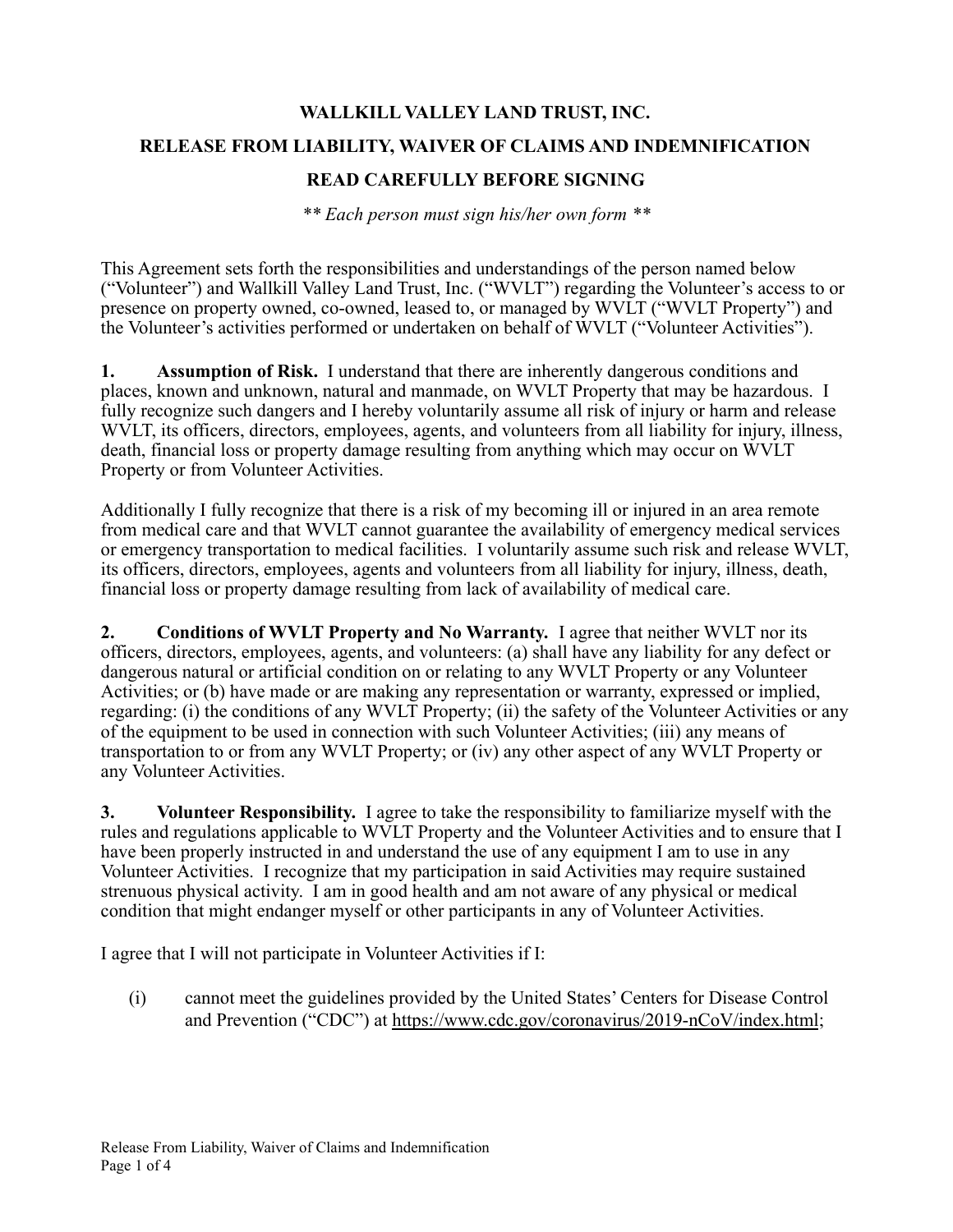# WALLKILL VALLEY LAND TRUST, INC.

## RELEASE FROM LIABILITY, WAIVER OF CLAIMS AND INDEMNIFICATION

## READ CAREFULLY BEFORE SIGNING

*\*\* Each person must sign his/her own form \*\**

This Agreement sets forth the responsibilities and understandings of the person named below ("Volunteer") and Wallkill Valley Land Trust, Inc. ("WVLT") regarding the Volunteer's access to or presence on property owned, co-owned, leased to, or managed by WVLT ("WVLT Property") and the Volunteer's activities performed or undertaken on behalf of WVLT ("Volunteer Activities").

**1. Assumption of Risk.** I understand that there are inherently dangerous conditions and places, known and unknown, natural and manmade, on WVLT Property that may be hazardous. I fully recognize such dangers and I hereby voluntarily assume all risk of injury or harm and release WVLT, its officers, directors, employees, agents, and volunteers from all liability for injury, illness, death, financial loss or property damage resulting from anything which may occur on WVLT Property or from Volunteer Activities.

Additionally I fully recognize that there is a risk of my becoming ill or injured in an area remote from medical care and that WVLT cannot guarantee the availability of emergency medical services or emergency transportation to medical facilities. I voluntarily assume such risk and release WVLT, its officers, directors, employees, agents and volunteers from all liability for injury, illness, death, financial loss or property damage resulting from lack of availability of medical care.

**2. Conditions of WVLT Property and No Warranty.** I agree that neither WVLT nor its officers, directors, employees, agents, and volunteers: (a) shall have any liability for any defect or dangerous natural or artificial condition on or relating to any WVLT Property or any Volunteer Activities; or (b) have made or are making any representation or warranty, expressed or implied, regarding: (i) the conditions of any WVLT Property; (ii) the safety of the Volunteer Activities or any of the equipment to be used in connection with such Volunteer Activities; (iii) any means of transportation to or from any WVLT Property; or (iv) any other aspect of any WVLT Property or any Volunteer Activities.

**3. Volunteer Responsibility.** I agree to take the responsibility to familiarize myself with the rules and regulations applicable to WVLT Property and the Volunteer Activities and to ensure that I have been properly instructed in and understand the use of any equipment I am to use in any Volunteer Activities. I recognize that my participation in said Activities may require sustained strenuous physical activity. I am in good health and am not aware of any physical or medical condition that might endanger myself or other participants in any of Volunteer Activities.

I agree that I will not participate in Volunteer Activities if I:

(i) cannot meet the guidelines provided by the United States' Centers for Disease Control and Prevention ("CDC") at https://www.cdc.gov/coronavirus/2019-nCoV/index.html;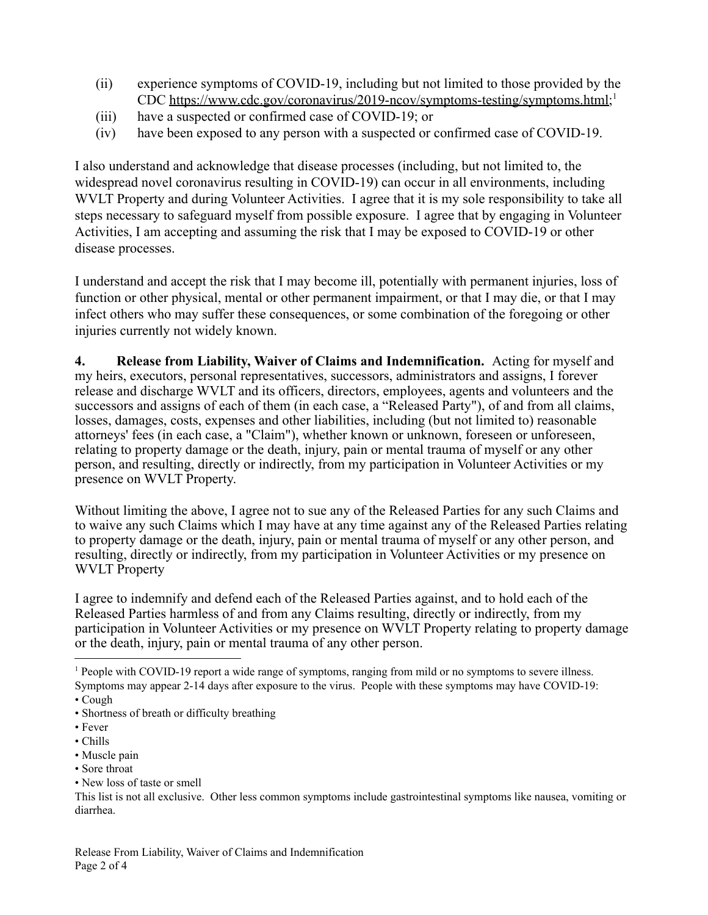(ii) experience symptoms of COVID-19, including but not limited to those provided by the CDC https://www.cdc.gov/coronavirus/2019-ncov/symptoms-testing/symptoms.html;[1]
(iii) have a suspected or confirmed case of COVID-19; or
(iv) have been exposed to any person with a suspected or confirmed case of COVID-19.

I also understand and acknowledge that disease processes (including, but not limited to, the widespread novel coronavirus resulting in COVID-19) can occur in all environments, including WVLT Property and during Volunteer Activities. I agree that it is my sole responsibility to take all steps necessary to safeguard myself from possible exposure. I agree that by engaging in Volunteer Activities, I am accepting and assuming the risk that I may be exposed to COVID-19 or other disease processes.

I understand and accept the risk that I may become ill, potentially with permanent injuries, loss of function or other physical, mental or other permanent impairment, or that I may die, or that I may infect others who may suffer these consequences, or some combination of the foregoing or other injuries currently not widely known.

**4. Release from Liability, Waiver of Claims and Indemnification.** Acting for myself and my heirs, executors, personal representatives, successors, administrators and assigns, I forever release and discharge WVLT and its officers, directors, employees, agents and volunteers and the successors and assigns of each of them (in each case, a "Released Party"), of and from all claims, losses, damages, costs, expenses and other liabilities, including (but not limited to) reasonable attorneys' fees (in each case, a "Claim"), whether known or unknown, foreseen or unforeseen, relating to property damage or the death, injury, pain or mental trauma of myself or any other person, and resulting, directly or indirectly, from my participation in Volunteer Activities or my presence on WVLT Property.

Without limiting the above, I agree not to sue any of the Released Parties for any such Claims and to waive any such Claims which I may have at any time against any of the Released Parties relating to property damage or the death, injury, pain or mental trauma of myself or any other person, and resulting, directly or indirectly, from my participation in Volunteer Activities or my presence on WVLT Property

I agree to indemnify and defend each of the Released Parties against, and to hold each of the Released Parties harmless of and from any Claims resulting, directly or indirectly, from my participation in Volunteer Activities or my presence on WVLT Property relating to property damage or the death, injury, pain or mental trauma of any other person.

---

[1] People with COVID-19 report a wide range of symptoms, ranging from mild or no symptoms to severe illness. Symptoms may appear 2-14 days after exposure to the virus. People with these symptoms may have COVID-19:

- Cough
- Shortness of breath or difficulty breathing
- Fever
- Chills
- Muscle pain
- Sore throat
- New loss of taste or smell

This list is not all exclusive. Other less common symptoms include gastrointestinal symptoms like nausea, vomiting or diarrhea.